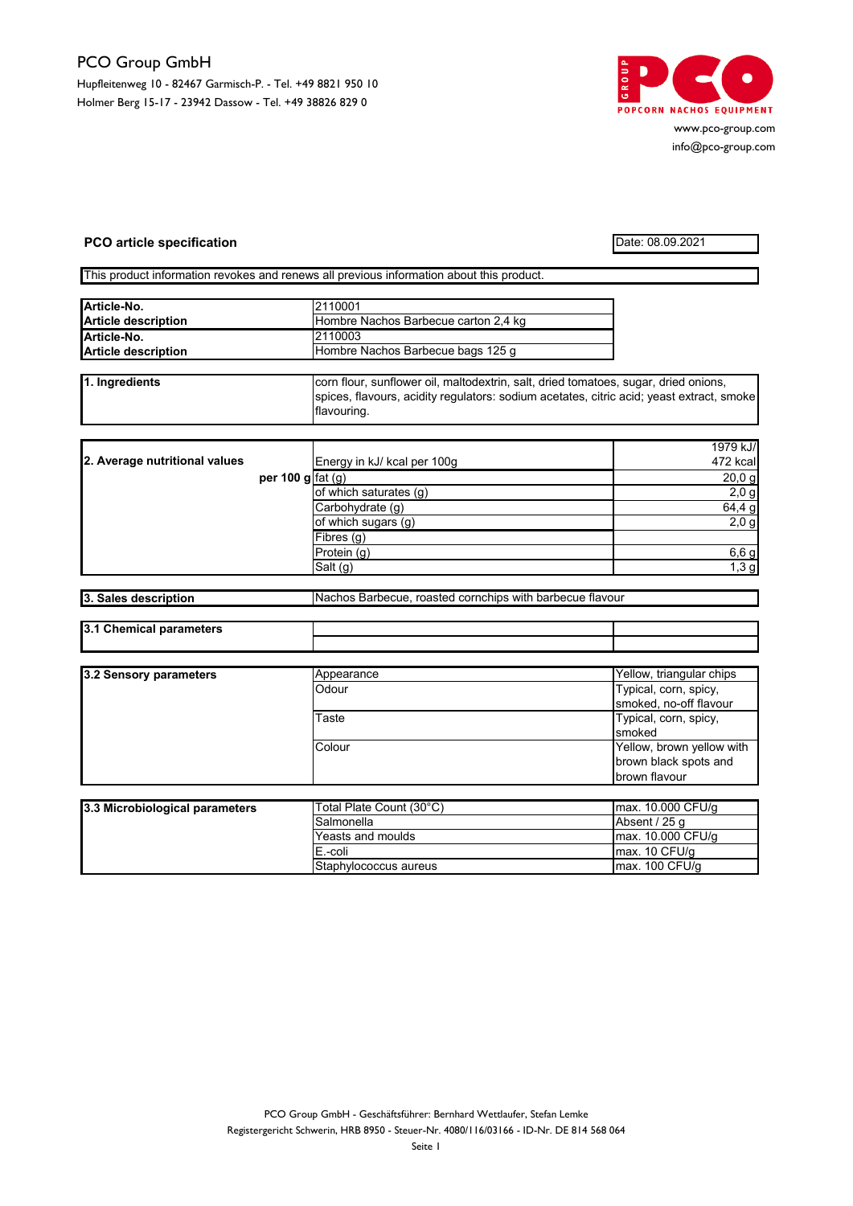PCO Group GmbH

Hupfleitenweg 10 - 82467 Garmisch-P. - Tel. +49 8821 950 10

Holmer Berg 15-17 - 23942 Dassow - Tel. +49 38826 829 0

GROUP PCO POPCORN NACHOS EQUIPMENT

www.pco-group.com

info@pco-group.com

**PCO article specification**

Date: 08.09.2021

This product information revokes and renews all previous information about this product.

| | |
|---|---|
| **Article-No.** | 2110001 |
| **Article description** | Hombre Nachos Barbecue carton 2,4 kg |
| **Article-No.** | 2110003 |
| **Article description** | Hombre Nachos Barbecue bags 125 g |

| | |
|---|---|
| **1. Ingredients** | corn flour, sunflower oil, maltodextrin, salt, dried tomatoes, sugar, dried onions, spices, flavours, acidity regulators: sodium acetates, citric acid; yeast extract, smoke flavouring. |

| | | |
|---|---|---|
| **2. Average nutritional values** | Energy in kJ/ kcal per 100g | 1979 kJ/ 472 kcal |
| **per 100 g** | fat (g) | 20,0 g |
| | of which saturates (g) | 2,0 g |
| | Carbohydrate (g) | 64,4 g |
| | of which sugars (g) | 2,0 g |
| | Fibres (g) | |
| | Protein (g) | 6,6 g |
| | Salt (g) | 1,3 g |

| | |
|---|---|
| **3. Sales description** | Nachos Barbecue, roasted cornchips with barbecue flavour |

| | | |
|---|---|---|
| **3.1 Chemical parameters** | | |
| | | |

| | | |
|---|---|---|
| **3.2 Sensory parameters** | Appearance | Yellow, triangular chips |
| | Odour | Typical, corn, spicy, smoked, no-off flavour |
| | Taste | Typical, corn, spicy, smoked |
| | Colour | Yellow, brown yellow with brown black spots and brown flavour |

| | | |
|---|---|---|
| **3.3 Microbiological parameters** | Total Plate Count (30°C) | max. 10.000 CFU/g |
| | Salmonella | Absent / 25 g |
| | Yeasts and moulds | max. 10.000 CFU/g |
| | E.-coli | max. 10 CFU/g |
| | Staphylococcus aureus | max. 100 CFU/g |

PCO Group GmbH - Geschäftsführer: Bernhard Wettlaufer, Stefan Lemke

Registergericht Schwerin, HRB 8950 - Steuer-Nr. 4080/116/03166 - ID-Nr. DE 814 568 064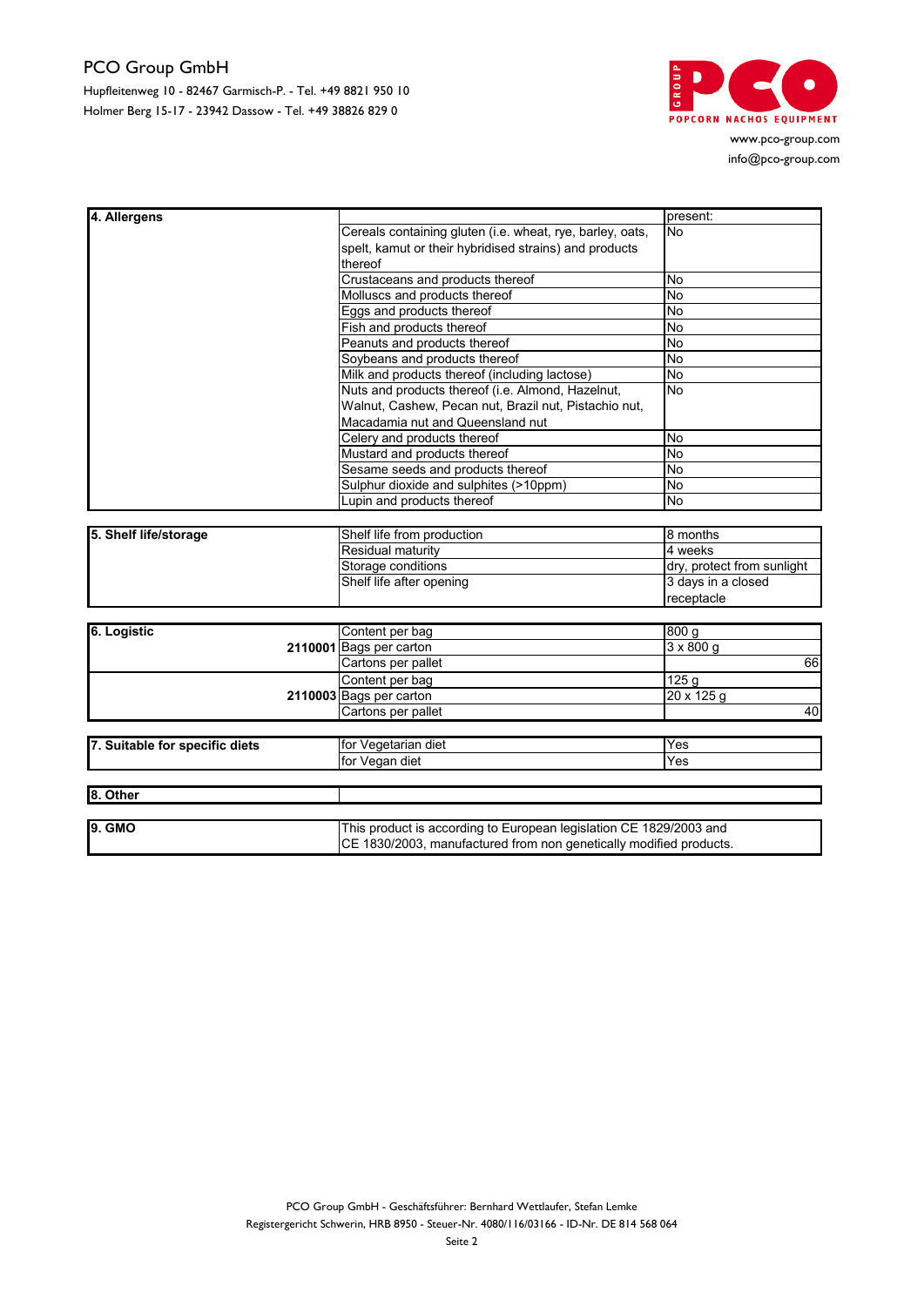PCO Group GmbH

Hupfleitenweg 10 - 82467 Garmisch-P. - Tel. +49 8821 950 10

Holmer Berg 15-17 - 23942 Dassow - Tel. +49 38826 829 0

www.pco-group.com

info@pco-group.com

| | | |
|---|---|---|
| **4. Allergens** | | present: |
| | Cereals containing gluten (i.e. wheat, rye, barley, oats, spelt, kamut or their hybridised strains) and products thereof | No |
| | Crustaceans and products thereof | No |
| | Molluscs and products thereof | No |
| | Eggs and products thereof | No |
| | Fish and products thereof | No |
| | Peanuts and products thereof | No |
| | Soybeans and products thereof | No |
| | Milk and products thereof (including lactose) | No |
| | Nuts and products thereof (i.e. Almond, Hazelnut, Walnut, Cashew, Pecan nut, Brazil nut, Pistachio nut, Macadamia nut and Queensland nut | No |
| | Celery and products thereof | No |
| | Mustard and products thereof | No |
| | Sesame seeds and products thereof | No |
| | Sulphur dioxide and sulphites (>10ppm) | No |
| | Lupin and products thereof | No |

| | | |
|---|---|---|
| **5. Shelf life/storage** | Shelf life from production | 8 months |
| | Residual maturity | 4 weeks |
| | Storage conditions | dry, protect from sunlight |
| | Shelf life after opening | 3 days in a closed receptacle |

| | | |
|---|---|---|
| **6. Logistic** | Content per bag | 800 g |
| **2110001** | Bags per carton | 3 x 800 g |
| | Cartons per pallet | 66 |
| | Content per bag | 125 g |
| **2110003** | Bags per carton | 20 x 125 g |
| | Cartons per pallet | 40 |

| | | |
|---|---|---|
| **7. Suitable for specific diets** | for Vegetarian diet | Yes |
| | for Vegan diet | Yes |

| | |
|---|---|
| **8. Other** | |

| | |
|---|---|
| **9. GMO** | This product is according to European legislation CE 1829/2003 and CE 1830/2003, manufactured from non genetically modified products. |

PCO Group GmbH - Geschäftsführer: Bernhard Wettlaufer, Stefan Lemke

Registergericht Schwerin, HRB 8950 - Steuer-Nr. 4080/116/03166 - ID-Nr. DE 814 568 064